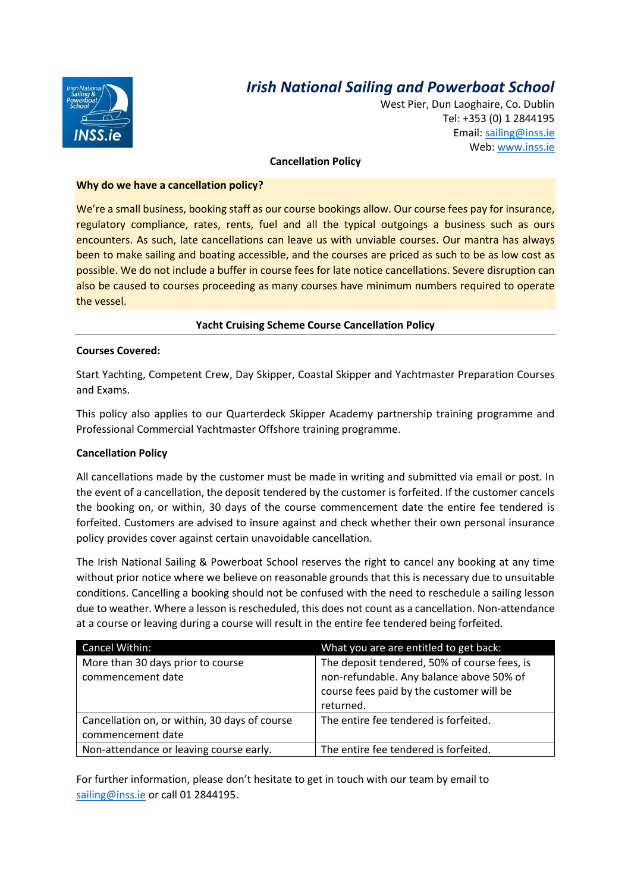# Irish National Sailing and Powerboat School

West Pier, Dun Laoghaire, Co. Dublin
Tel: +353 (0) 1 2844195
Email: sailing@inss.ie
Web: www.inss.ie

**Cancellation Policy**

**Why do we have a cancellation policy?**

We're a small business, booking staff as our course bookings allow. Our course fees pay for insurance, regulatory compliance, rates, rents, fuel and all the typical outgoings a business such as ours encounters. As such, late cancellations can leave us with unviable courses. Our mantra has always been to make sailing and boating accessible, and the courses are priced as such to be as low cost as possible. We do not include a buffer in course fees for late notice cancellations. Severe disruption can also be caused to courses proceeding as many courses have minimum numbers required to operate the vessel.

## Yacht Cruising Scheme Course Cancellation Policy

**Courses Covered:**

Start Yachting, Competent Crew, Day Skipper, Coastal Skipper and Yachtmaster Preparation Courses and Exams.

This policy also applies to our Quarterdeck Skipper Academy partnership training programme and Professional Commercial Yachtmaster Offshore training programme.

**Cancellation Policy**

All cancellations made by the customer must be made in writing and submitted via email or post. In the event of a cancellation, the deposit tendered by the customer is forfeited. If the customer cancels the booking on, or within, 30 days of the course commencement date the entire fee tendered is forfeited. Customers are advised to insure against and check whether their own personal insurance policy provides cover against certain unavoidable cancellation.

The Irish National Sailing & Powerboat School reserves the right to cancel any booking at any time without prior notice where we believe on reasonable grounds that this is necessary due to unsuitable conditions. Cancelling a booking should not be confused with the need to reschedule a sailing lesson due to weather. Where a lesson is rescheduled, this does not count as a cancellation. Non-attendance at a course or leaving during a course will result in the entire fee tendered being forfeited.

| Cancel Within: | What you are are entitled to get back: |
| --- | --- |
| More than 30 days prior to course commencement date | The deposit tendered, 50% of course fees, is non-refundable. Any balance above 50% of course fees paid by the customer will be returned. |
| Cancellation on, or within, 30 days of course commencement date | The entire fee tendered is forfeited. |
| Non-attendance or leaving course early. | The entire fee tendered is forfeited. |

For further information, please don't hesitate to get in touch with our team by email to sailing@inss.ie or call 01 2844195.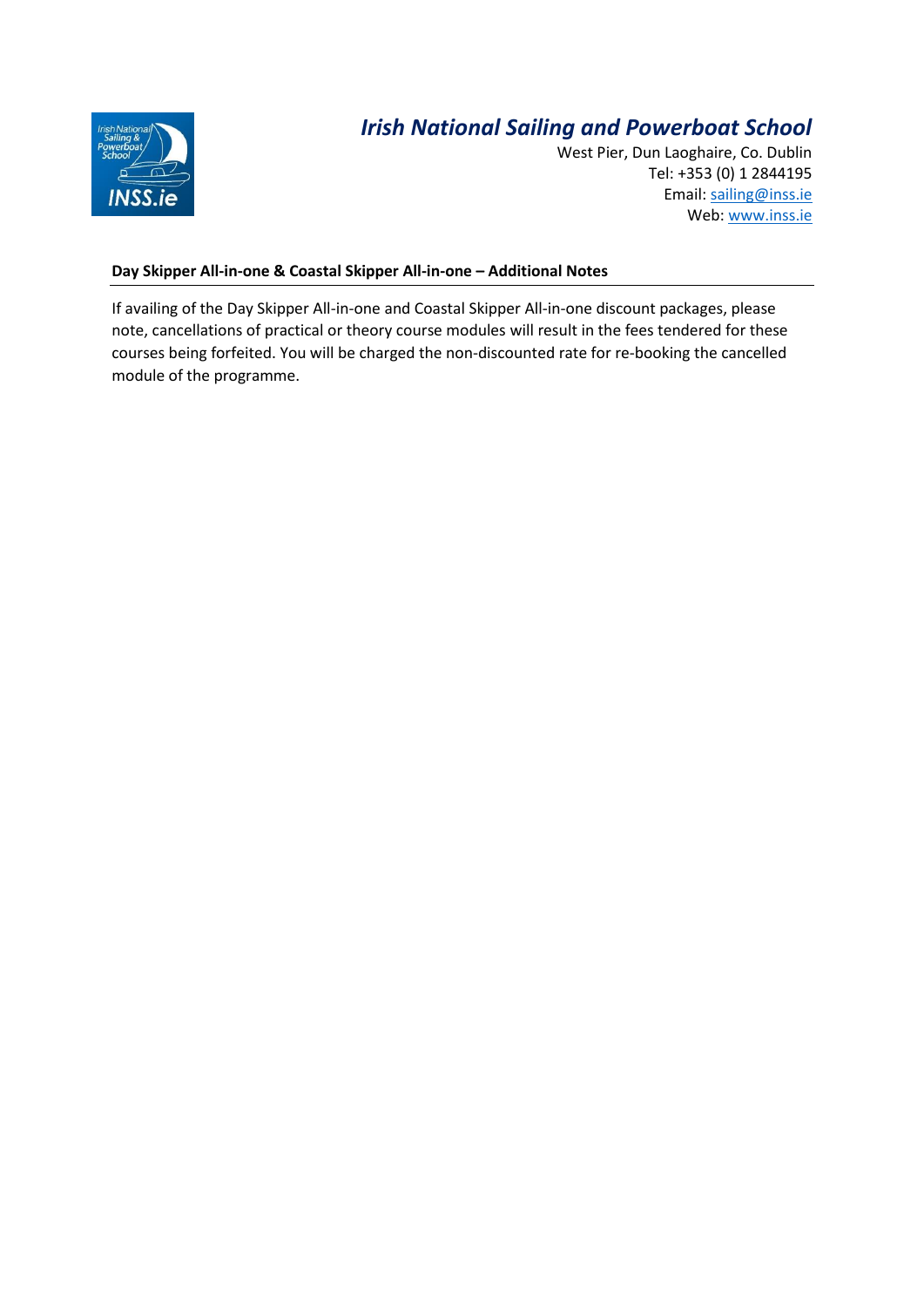# *Irish National Sailing and Powerboat School*

West Pier, Dun Laoghaire, Co. Dublin
Tel: +353 (0) 1 2844195
Email: sailing@inss.ie
Web: www.inss.ie

**Day Skipper All-in-one & Coastal Skipper All-in-one – Additional Notes**

If availing of the Day Skipper All-in-one and Coastal Skipper All-in-one discount packages, please note, cancellations of practical or theory course modules will result in the fees tendered for these courses being forfeited. You will be charged the non-discounted rate for re-booking the cancelled module of the programme.